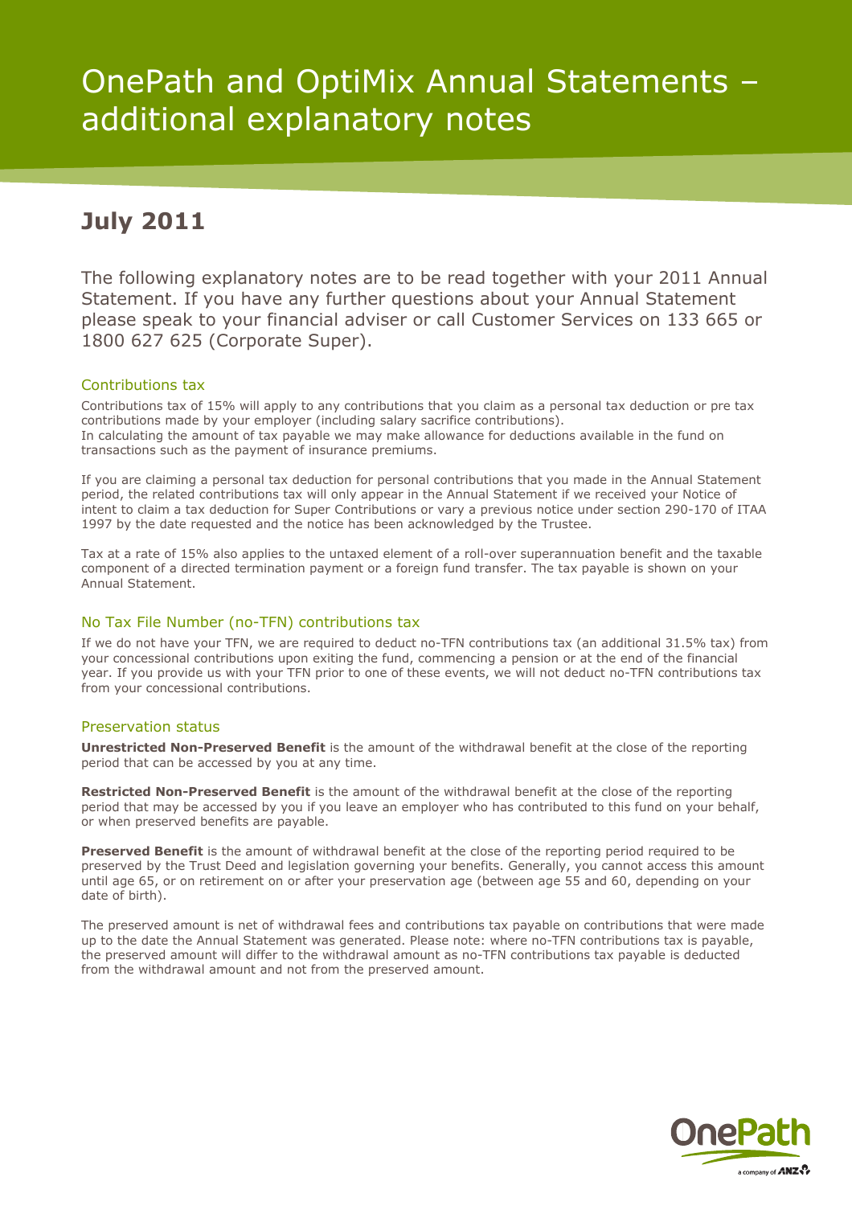# OnePath and OptiMix Annual Statements – additional explanatory notes

## July 2011

The following explanatory notes are to be read together with your 2011 Annual Statement. If you have any further questions about your Annual Statement please speak to your financial adviser or call Customer Services on 133 665 or 1800 627 625 (Corporate Super).

### Contributions tax

Contributions tax of 15% will apply to any contributions that you claim as a personal tax deduction or pre tax contributions made by your employer (including salary sacrifice contributions).
In calculating the amount of tax payable we may make allowance for deductions available in the fund on transactions such as the payment of insurance premiums.

If you are claiming a personal tax deduction for personal contributions that you made in the Annual Statement period, the related contributions tax will only appear in the Annual Statement if we received your Notice of intent to claim a tax deduction for Super Contributions or vary a previous notice under section 290-170 of ITAA 1997 by the date requested and the notice has been acknowledged by the Trustee.

Tax at a rate of 15% also applies to the untaxed element of a roll-over superannuation benefit and the taxable component of a directed termination payment or a foreign fund transfer. The tax payable is shown on your Annual Statement.

### No Tax File Number (no-TFN) contributions tax

If we do not have your TFN, we are required to deduct no-TFN contributions tax (an additional 31.5% tax) from your concessional contributions upon exiting the fund, commencing a pension or at the end of the financial year. If you provide us with your TFN prior to one of these events, we will not deduct no-TFN contributions tax from your concessional contributions.

### Preservation status

**Unrestricted Non-Preserved Benefit** is the amount of the withdrawal benefit at the close of the reporting period that can be accessed by you at any time.

**Restricted Non-Preserved Benefit** is the amount of the withdrawal benefit at the close of the reporting period that may be accessed by you if you leave an employer who has contributed to this fund on your behalf, or when preserved benefits are payable.

**Preserved Benefit** is the amount of withdrawal benefit at the close of the reporting period required to be preserved by the Trust Deed and legislation governing your benefits. Generally, you cannot access this amount until age 65, or on retirement on or after your preservation age (between age 55 and 60, depending on your date of birth).

The preserved amount is net of withdrawal fees and contributions tax payable on contributions that were made up to the date the Annual Statement was generated. Please note: where no-TFN contributions tax is payable, the preserved amount will differ to the withdrawal amount as no-TFN contributions tax payable is deducted from the withdrawal amount and not from the preserved amount.

OnePath
a company of ANZ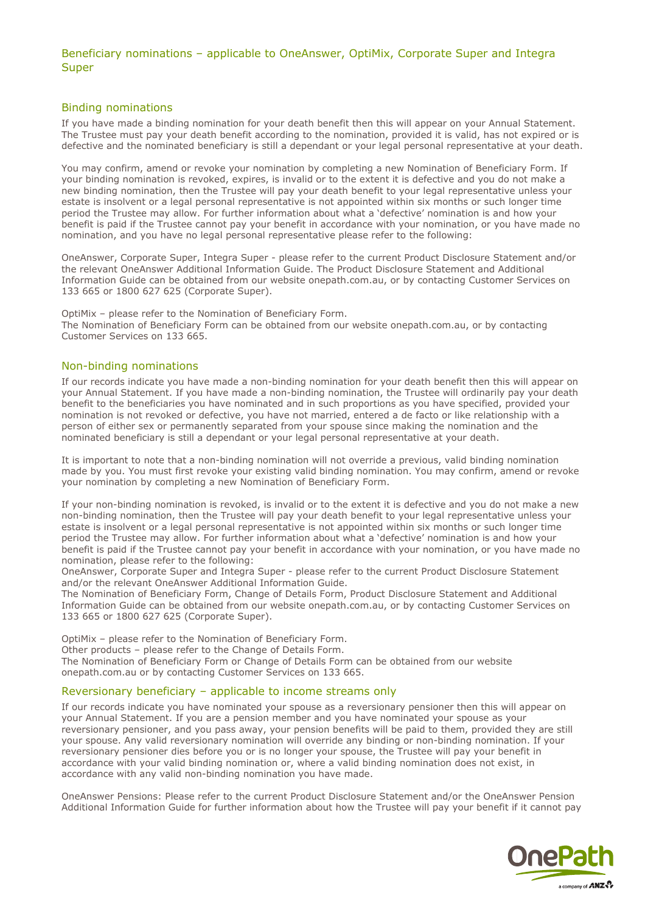## Beneficiary nominations – applicable to OneAnswer, OptiMix, Corporate Super and Integra Super

### Binding nominations

If you have made a binding nomination for your death benefit then this will appear on your Annual Statement. The Trustee must pay your death benefit according to the nomination, provided it is valid, has not expired or is defective and the nominated beneficiary is still a dependant or your legal personal representative at your death.

You may confirm, amend or revoke your nomination by completing a new Nomination of Beneficiary Form. If your binding nomination is revoked, expires, is invalid or to the extent it is defective and you do not make a new binding nomination, then the Trustee will pay your death benefit to your legal representative unless your estate is insolvent or a legal personal representative is not appointed within six months or such longer time period the Trustee may allow. For further information about what a 'defective' nomination is and how your benefit is paid if the Trustee cannot pay your benefit in accordance with your nomination, or you have made no nomination, and you have no legal personal representative please refer to the following:

OneAnswer, Corporate Super, Integra Super - please refer to the current Product Disclosure Statement and/or the relevant OneAnswer Additional Information Guide. The Product Disclosure Statement and Additional Information Guide can be obtained from our website onepath.com.au, or by contacting Customer Services on 133 665 or 1800 627 625 (Corporate Super).

OptiMix – please refer to the Nomination of Beneficiary Form.
The Nomination of Beneficiary Form can be obtained from our website onepath.com.au, or by contacting Customer Services on 133 665.

### Non-binding nominations

If our records indicate you have made a non-binding nomination for your death benefit then this will appear on your Annual Statement. If you have made a non-binding nomination, the Trustee will ordinarily pay your death benefit to the beneficiaries you have nominated and in such proportions as you have specified, provided your nomination is not revoked or defective, you have not married, entered a de facto or like relationship with a person of either sex or permanently separated from your spouse since making the nomination and the nominated beneficiary is still a dependant or your legal personal representative at your death.

It is important to note that a non-binding nomination will not override a previous, valid binding nomination made by you. You must first revoke your existing valid binding nomination. You may confirm, amend or revoke your nomination by completing a new Nomination of Beneficiary Form.

If your non-binding nomination is revoked, is invalid or to the extent it is defective and you do not make a new non-binding nomination, then the Trustee will pay your death benefit to your legal representative unless your estate is insolvent or a legal personal representative is not appointed within six months or such longer time period the Trustee may allow. For further information about what a 'defective' nomination is and how your benefit is paid if the Trustee cannot pay your benefit in accordance with your nomination, or you have made no nomination, please refer to the following:
OneAnswer, Corporate Super and Integra Super - please refer to the current Product Disclosure Statement and/or the relevant OneAnswer Additional Information Guide.
The Nomination of Beneficiary Form, Change of Details Form, Product Disclosure Statement and Additional Information Guide can be obtained from our website onepath.com.au, or by contacting Customer Services on 133 665 or 1800 627 625 (Corporate Super).

OptiMix – please refer to the Nomination of Beneficiary Form.
Other products – please refer to the Change of Details Form.
The Nomination of Beneficiary Form or Change of Details Form can be obtained from our website onepath.com.au or by contacting Customer Services on 133 665.

### Reversionary beneficiary – applicable to income streams only

If our records indicate you have nominated your spouse as a reversionary pensioner then this will appear on your Annual Statement. If you are a pension member and you have nominated your spouse as your reversionary pensioner, and you pass away, your pension benefits will be paid to them, provided they are still your spouse. Any valid reversionary nomination will override any binding or non-binding nomination. If your reversionary pensioner dies before you or is no longer your spouse, the Trustee will pay your benefit in accordance with your valid binding nomination or, where a valid binding nomination does not exist, in accordance with any valid non-binding nomination you have made.

OneAnswer Pensions: Please refer to the current Product Disclosure Statement and/or the OneAnswer Pension Additional Information Guide for further information about how the Trustee will pay your benefit if it cannot pay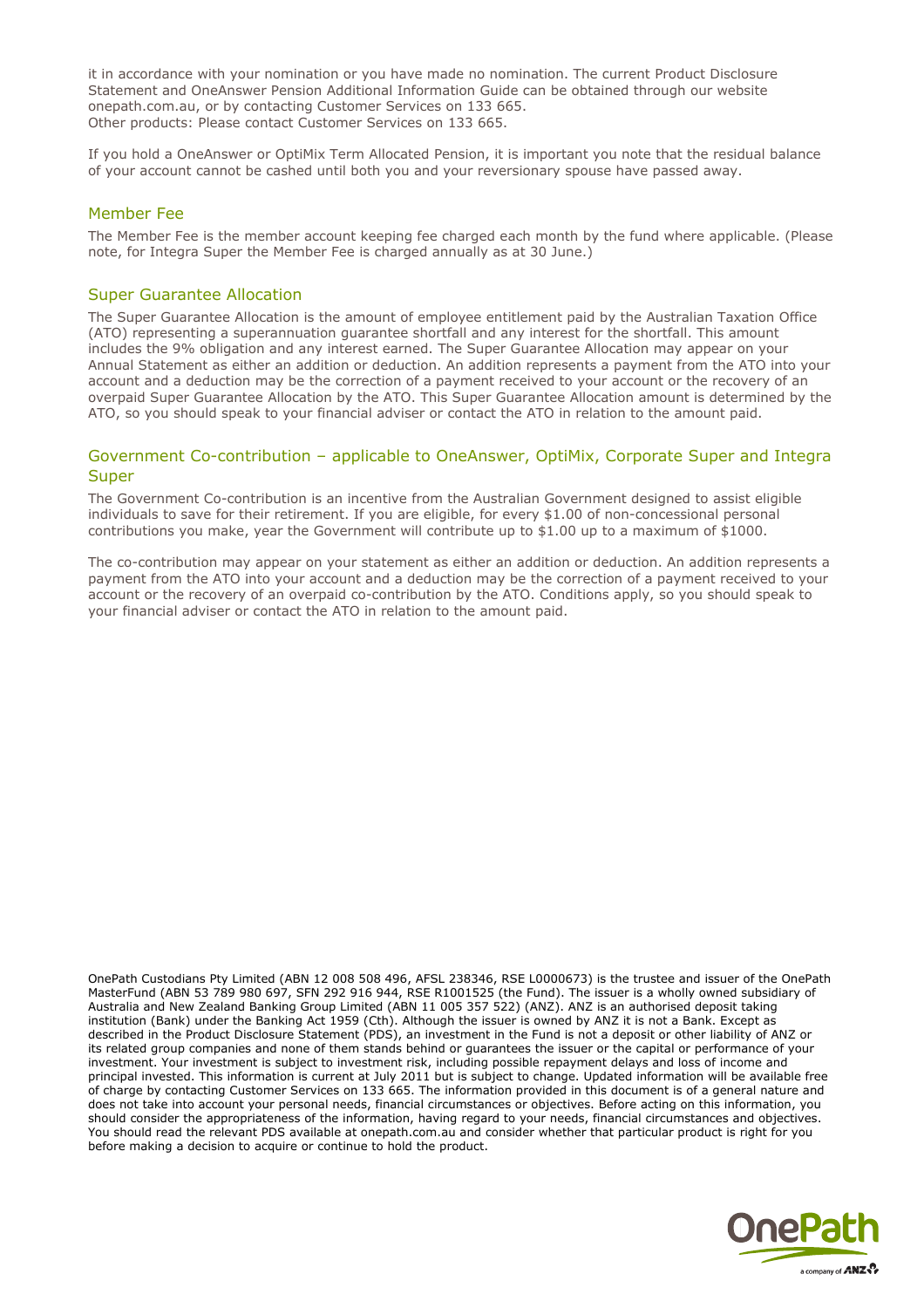it in accordance with your nomination or you have made no nomination. The current Product Disclosure Statement and OneAnswer Pension Additional Information Guide can be obtained through our website onepath.com.au, or by contacting Customer Services on 133 665.
Other products: Please contact Customer Services on 133 665.

If you hold a OneAnswer or OptiMix Term Allocated Pension, it is important you note that the residual balance of your account cannot be cashed until both you and your reversionary spouse have passed away.

## Member Fee

The Member Fee is the member account keeping fee charged each month by the fund where applicable. (Please note, for Integra Super the Member Fee is charged annually as at 30 June.)

## Super Guarantee Allocation

The Super Guarantee Allocation is the amount of employee entitlement paid by the Australian Taxation Office (ATO) representing a superannuation guarantee shortfall and any interest for the shortfall. This amount includes the 9% obligation and any interest earned. The Super Guarantee Allocation may appear on your Annual Statement as either an addition or deduction. An addition represents a payment from the ATO into your account and a deduction may be the correction of a payment received to your account or the recovery of an overpaid Super Guarantee Allocation by the ATO. This Super Guarantee Allocation amount is determined by the ATO, so you should speak to your financial adviser or contact the ATO in relation to the amount paid.

## Government Co-contribution – applicable to OneAnswer, OptiMix, Corporate Super and Integra Super

The Government Co-contribution is an incentive from the Australian Government designed to assist eligible individuals to save for their retirement. If you are eligible, for every $1.00 of non-concessional personal contributions you make, year the Government will contribute up to $1.00 up to a maximum of $1000.

The co-contribution may appear on your statement as either an addition or deduction. An addition represents a payment from the ATO into your account and a deduction may be the correction of a payment received to your account or the recovery of an overpaid co-contribution by the ATO. Conditions apply, so you should speak to your financial adviser or contact the ATO in relation to the amount paid.

OnePath Custodians Pty Limited (ABN 12 008 508 496, AFSL 238346, RSE L0000673) is the trustee and issuer of the OnePath MasterFund (ABN 53 789 980 697, SFN 292 916 944, RSE R1001525 (the Fund). The issuer is a wholly owned subsidiary of Australia and New Zealand Banking Group Limited (ABN 11 005 357 522) (ANZ). ANZ is an authorised deposit taking institution (Bank) under the Banking Act 1959 (Cth). Although the issuer is owned by ANZ it is not a Bank. Except as described in the Product Disclosure Statement (PDS), an investment in the Fund is not a deposit or other liability of ANZ or its related group companies and none of them stands behind or guarantees the issuer or the capital or performance of your investment. Your investment is subject to investment risk, including possible repayment delays and loss of income and principal invested. This information is current at July 2011 but is subject to change. Updated information will be available free of charge by contacting Customer Services on 133 665. The information provided in this document is of a general nature and does not take into account your personal needs, financial circumstances or objectives. Before acting on this information, you should consider the appropriateness of the information, having regard to your needs, financial circumstances and objectives. You should read the relevant PDS available at onepath.com.au and consider whether that particular product is right for you before making a decision to acquire or continue to hold the product.

OnePath
a company of ANZ